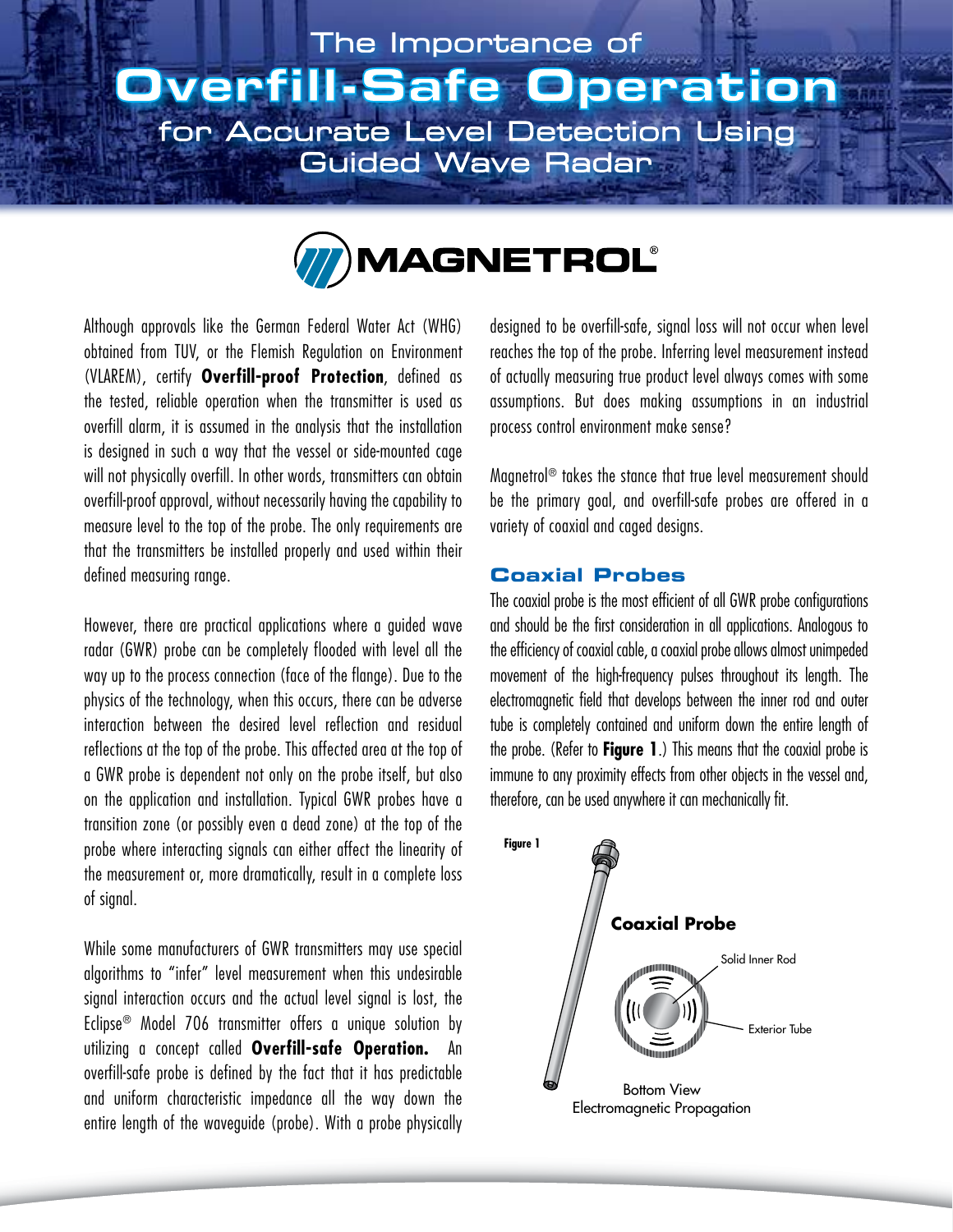# The Importance of Overfill-Safe Operation for Accurate Level Detection Using Guided Wave Radar

MAGNETROL®

Although approvals like the German Federal Water Act (WHG) obtained from TUV, or the Flemish Regulation on Environment (VLAREM), certify **Overfill-proof Protection**, defined as the tested, reliable operation when the transmitter is used as overfill alarm, it is assumed in the analysis that the installation is designed in such a way that the vessel or side-mounted cage will not physically overfill. In other words, transmitters can obtain overfill-proof approval, without necessarily having the capability to measure level to the top of the probe. The only requirements are that the transmitters be installed properly and used within their defined measuring range.

However, there are practical applications where a guided wave radar (GWR) probe can be completely flooded with level all the way up to the process connection (face of the flange). Due to the physics of the technology, when this occurs, there can be adverse interaction between the desired level reflection and residual reflections at the top of the probe. This affected area at the top of a GWR probe is dependent not only on the probe itself, but also on the application and installation. Typical GWR probes have a transition zone (or possibly even a dead zone) at the top of the probe where interacting signals can either affect the linearity of the measurement or, more dramatically, result in a complete loss of signal.

While some manufacturers of GWR transmitters may use special algorithms to "infer" level measurement when this undesirable signal interaction occurs and the actual level signal is lost, the Eclipse® Model 706 transmitter offers a unique solution by utilizing a concept called **Overfill-safe Operation.** An overfill-safe probe is defined by the fact that it has predictable and uniform characteristic impedance all the way down the entire length of the waveguide (probe). With a probe physically designed to be overfill-safe, signal loss will not occur when level reaches the top of the probe. Inferring level measurement instead of actually measuring true product level always comes with some assumptions. But does making assumptions in an industrial process control environment make sense?

Magnetrol® takes the stance that true level measurement should be the primary goal, and overfill-safe probes are offered in a variety of coaxial and caged designs.

## Coaxial Probes

The coaxial probe is the most efficient of all GWR probe configurations and should be the first consideration in all applications. Analogous to the efficiency of coaxial cable, a coaxial probe allows almost unimpeded movement of the high-frequency pulses throughout its length. The electromagnetic field that develops between the inner rod and outer tube is completely contained and uniform down the entire length of the probe. (Refer to **Figure 1**.) This means that the coaxial probe is immune to any proximity effects from other objects in the vessel and, therefore, can be used anywhere it can mechanically fit.

**Figure 1**

Coaxial Probe

Solid Inner Rod

Exterior Tube

Bottom View
Electromagnetic Propagation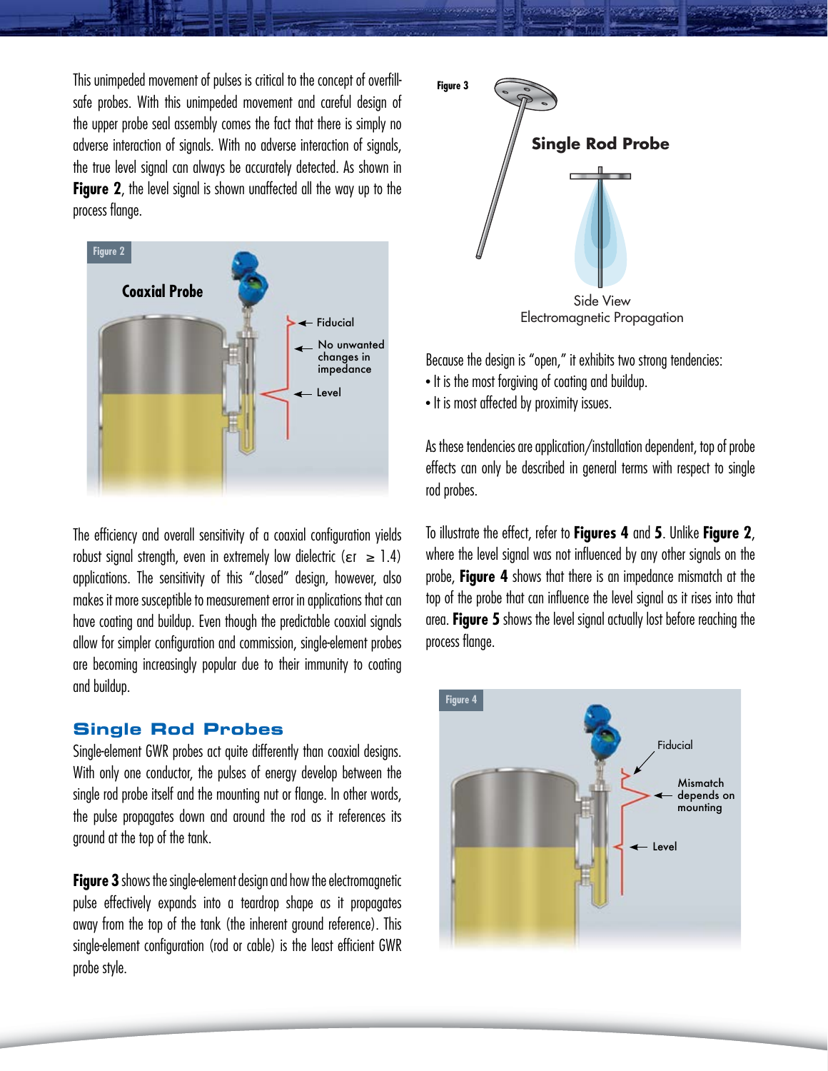This unimpeded movement of pulses is critical to the concept of overfill-safe probes. With this unimpeded movement and careful design of the upper probe seal assembly comes the fact that there is simply no adverse interaction of signals. With no adverse interaction of signals, the true level signal can always be accurately detected. As shown in **Figure 2**, the level signal is shown unaffected all the way up to the process flange.

Figure 2

Coaxial Probe

Fiducial

No unwanted changes in impedance

Level

The efficiency and overall sensitivity of a coaxial configuration yields robust signal strength, even in extremely low dielectric ($\varepsilon r \geq 1.4$) applications. The sensitivity of this "closed" design, however, also makes it more susceptible to measurement error in applications that can have coating and buildup. Even though the predictable coaxial signals allow for simpler configuration and commission, single-element probes are becoming increasingly popular due to their immunity to coating and buildup.

## Single Rod Probes

Single-element GWR probes act quite differently than coaxial designs. With only one conductor, the pulses of energy develop between the single rod probe itself and the mounting nut or flange. In other words, the pulse propagates down and around the rod as it references its ground at the top of the tank.

**Figure 3** shows the single-element design and how the electromagnetic pulse effectively expands into a teardrop shape as it propagates away from the top of the tank (the inherent ground reference). This single-element configuration (rod or cable) is the least efficient GWR probe style.

Figure 3

Single Rod Probe

Side View
Electromagnetic Propagation

Because the design is "open," it exhibits two strong tendencies:

- It is the most forgiving of coating and buildup.
- It is most affected by proximity issues.

As these tendencies are application/installation dependent, top of probe effects can only be described in general terms with respect to single rod probes.

To illustrate the effect, refer to **Figures 4** and **5**. Unlike **Figure 2**, where the level signal was not influenced by any other signals on the probe, **Figure 4** shows that there is an impedance mismatch at the top of the probe that can influence the level signal as it rises into that area. **Figure 5** shows the level signal actually lost before reaching the process flange.

Figure 4

Fiducial

Mismatch depends on mounting

Level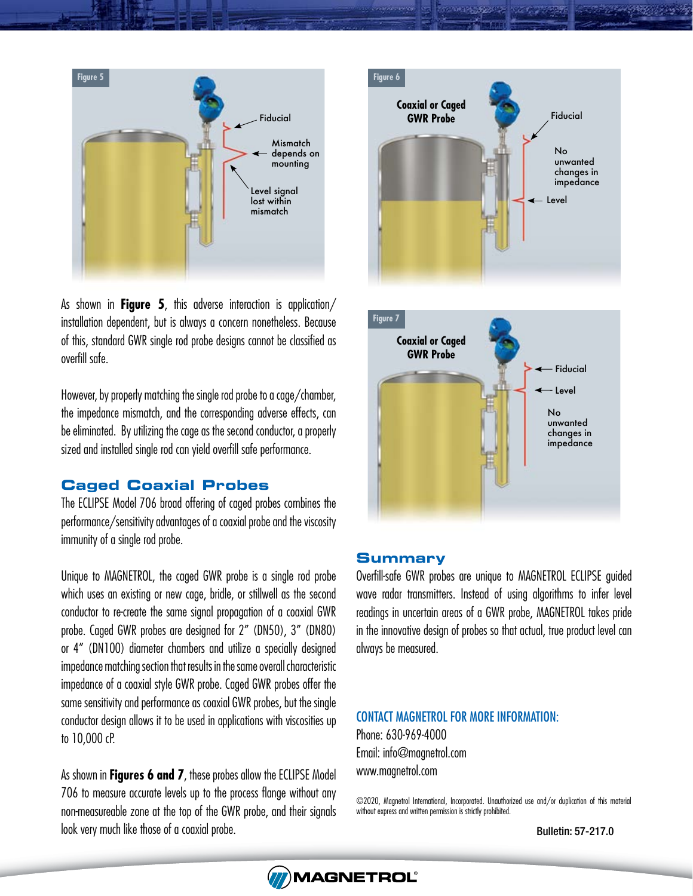Figure 5

Fiducial

Mismatch depends on mounting

Level signal lost within mismatch

As shown in **Figure 5**, this adverse interaction is application/installation dependent, but is always a concern nonetheless. Because of this, standard GWR single rod probe designs cannot be classified as overfill safe.

However, by properly matching the single rod probe to a cage/chamber, the impedance mismatch, and the corresponding adverse effects, can be eliminated. By utilizing the cage as the second conductor, a properly sized and installed single rod can yield overfill safe performance.

## Caged Coaxial Probes

The ECLIPSE Model 706 broad offering of caged probes combines the performance/sensitivity advantages of a coaxial probe and the viscosity immunity of a single rod probe.

Unique to MAGNETROL, the caged GWR probe is a single rod probe which uses an existing or new cage, bridle, or stillwell as the second conductor to re-create the same signal propagation of a coaxial GWR probe. Caged GWR probes are designed for 2" (DN50), 3" (DN80) or 4" (DN100) diameter chambers and utilize a specially designed impedance matching section that results in the same overall characteristic impedance of a coaxial style GWR probe. Caged GWR probes offer the same sensitivity and performance as coaxial GWR probes, but the single conductor design allows it to be used in applications with viscosities up to 10,000 cP.

As shown in **Figures 6 and 7**, these probes allow the ECLIPSE Model 706 to measure accurate levels up to the process flange without any non-measureable zone at the top of the GWR probe, and their signals look very much like those of a coaxial probe.

Figure 6

Coaxial or Caged GWR Probe

Fiducial

No unwanted changes in impedance

Level

Figure 7

Coaxial or Caged GWR Probe

Fiducial

Level

No unwanted changes in impedance

## Summary

Overfill-safe GWR probes are unique to MAGNETROL ECLIPSE guided wave radar transmitters. Instead of using algorithms to infer level readings in uncertain areas of a GWR probe, MAGNETROL takes pride in the innovative design of probes so that actual, true product level can always be measured.

**CONTACT MAGNETROL FOR MORE INFORMATION:**

Phone: 630-969-4000

Email: info@magnetrol.com

www.magnetrol.com

©2020, Magnetrol International, Incorporated. Unauthorized use and/or duplication of this material without express and written permission is strictly prohibited.

Bulletin: 57-217.0